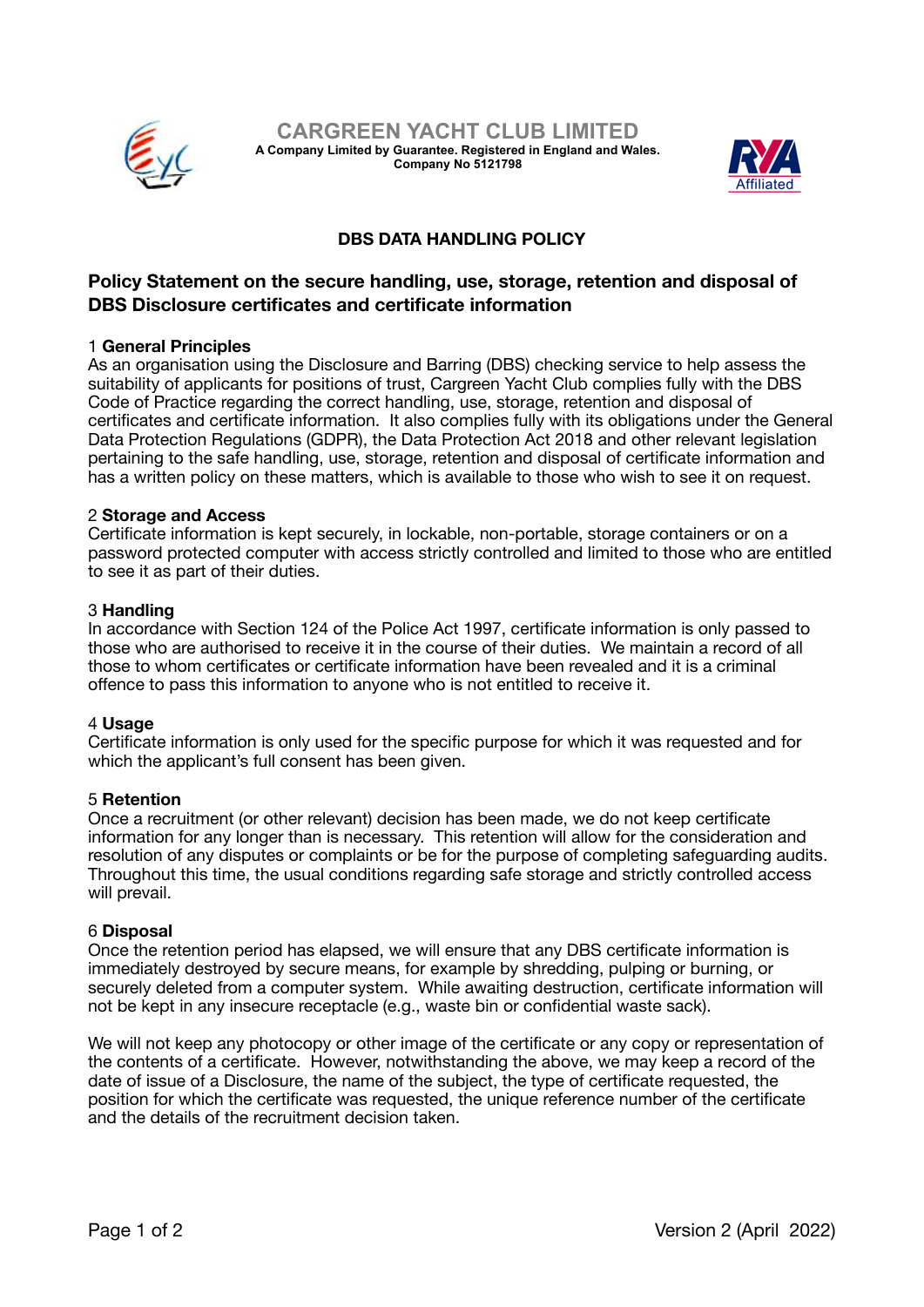# CARGREEN YACHT CLUB LIMITED

**A Company Limited by Guarantee. Registered in England and Wales.**
**Company No 5121798**

## DBS DATA HANDLING POLICY

### Policy Statement on the secure handling, use, storage, retention and disposal of DBS Disclosure certificates and certificate information

1 **General Principles**
As an organisation using the Disclosure and Barring (DBS) checking service to help assess the suitability of applicants for positions of trust, Cargreen Yacht Club complies fully with the DBS Code of Practice regarding the correct handling, use, storage, retention and disposal of certificates and certificate information. It also complies fully with its obligations under the General Data Protection Regulations (GDPR), the Data Protection Act 2018 and other relevant legislation pertaining to the safe handling, use, storage, retention and disposal of certificate information and has a written policy on these matters, which is available to those who wish to see it on request.

2 **Storage and Access**
Certificate information is kept securely, in lockable, non-portable, storage containers or on a password protected computer with access strictly controlled and limited to those who are entitled to see it as part of their duties.

3 **Handling**
In accordance with Section 124 of the Police Act 1997, certificate information is only passed to those who are authorised to receive it in the course of their duties. We maintain a record of all those to whom certificates or certificate information have been revealed and it is a criminal offence to pass this information to anyone who is not entitled to receive it.

4 **Usage**
Certificate information is only used for the specific purpose for which it was requested and for which the applicant's full consent has been given.

5 **Retention**
Once a recruitment (or other relevant) decision has been made, we do not keep certificate information for any longer than is necessary. This retention will allow for the consideration and resolution of any disputes or complaints or be for the purpose of completing safeguarding audits. Throughout this time, the usual conditions regarding safe storage and strictly controlled access will prevail.

6 **Disposal**
Once the retention period has elapsed, we will ensure that any DBS certificate information is immediately destroyed by secure means, for example by shredding, pulping or burning, or securely deleted from a computer system. While awaiting destruction, certificate information will not be kept in any insecure receptacle (e.g., waste bin or confidential waste sack).

We will not keep any photocopy or other image of the certificate or any copy or representation of the contents of a certificate. However, notwithstanding the above, we may keep a record of the date of issue of a Disclosure, the name of the subject, the type of certificate requested, the position for which the certificate was requested, the unique reference number of the certificate and the details of the recruitment decision taken.

Version 2 (April 2022)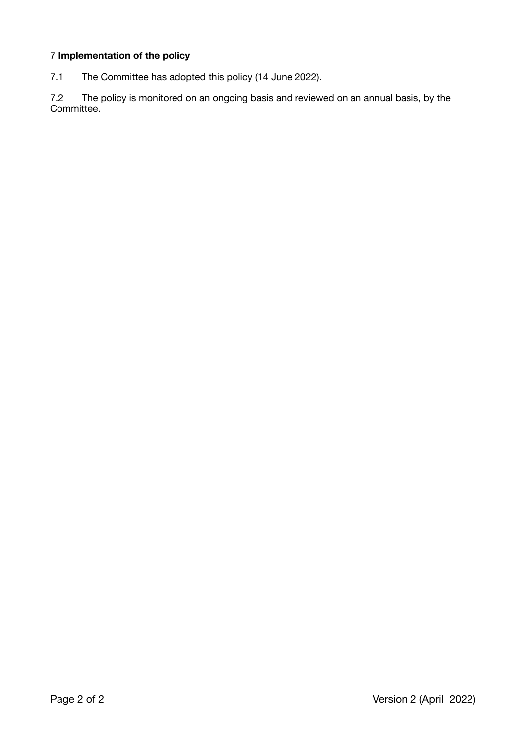## 7 **Implementation of the policy**

7.1 The Committee has adopted this policy (14 June 2022).

7.2 The policy is monitored on an ongoing basis and reviewed on an annual basis, by the Committee.